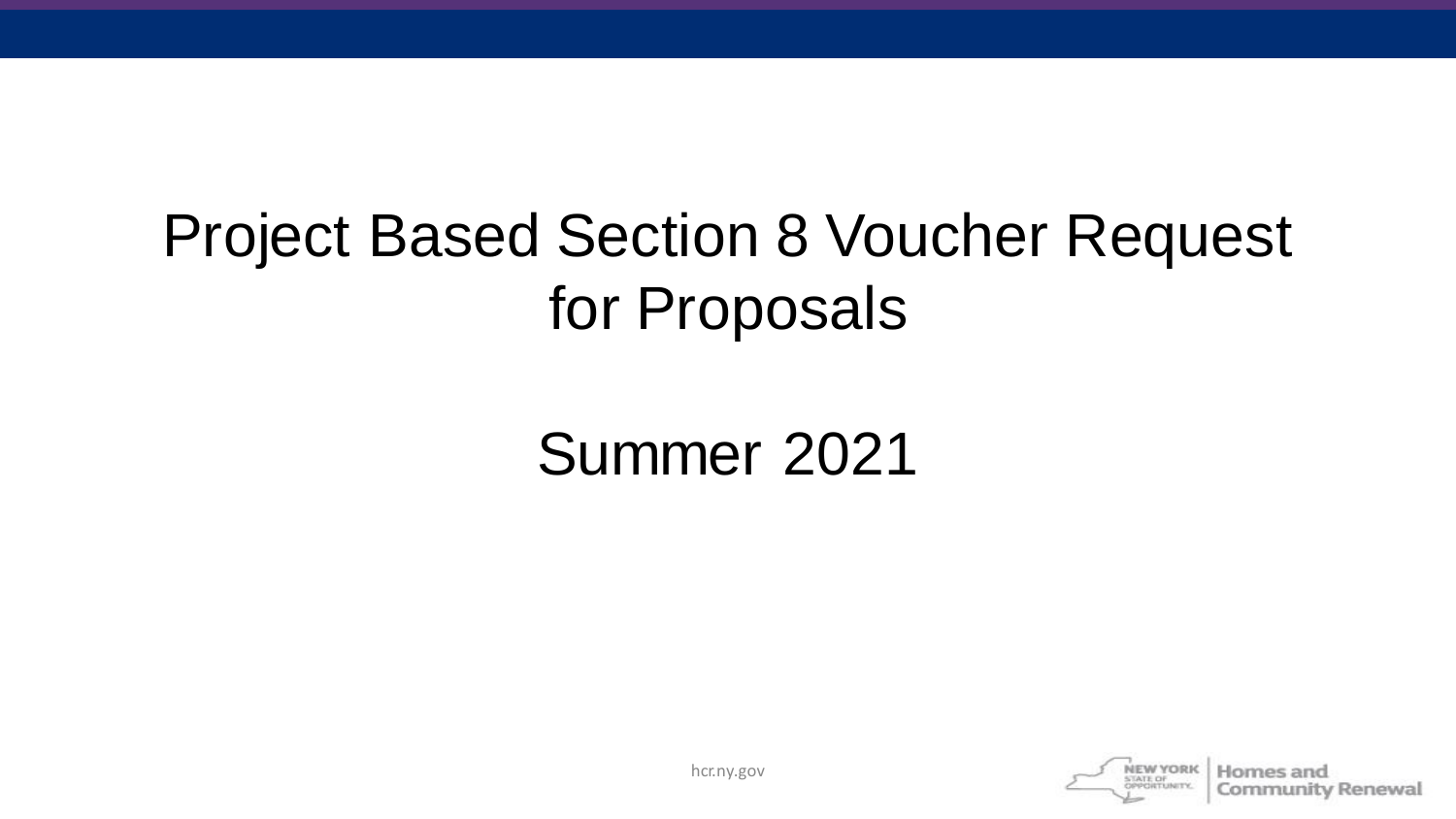# Project Based Section 8 Voucher Request for Proposals

## Summer 2021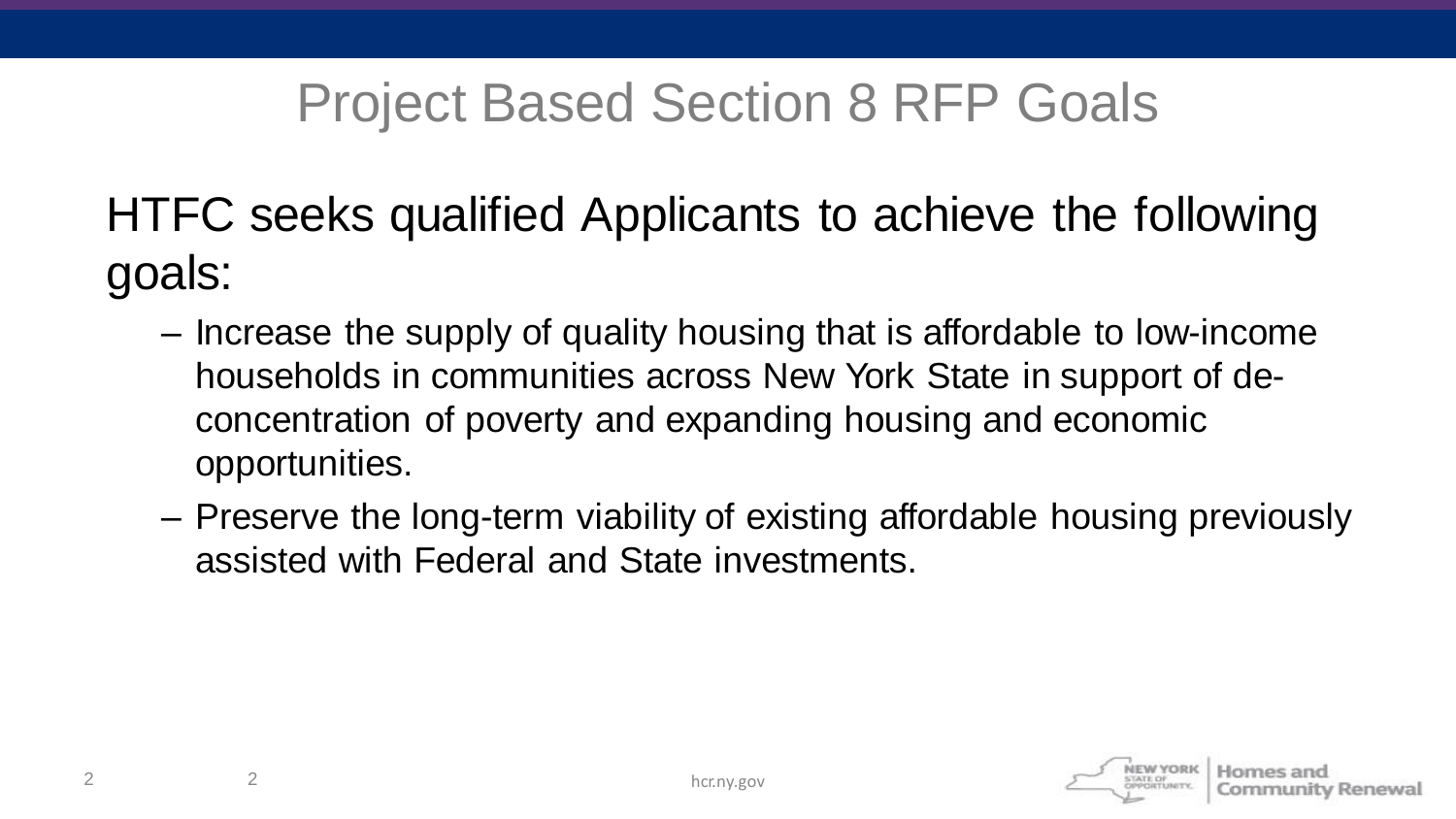# Project Based Section 8 RFP Goals

HTFC seeks qualified Applicants to achieve the following goals:

- Increase the supply of quality housing that is affordable to low-income households in communities across New York State in support of de-concentration of poverty and expanding housing and economic opportunities.
- Preserve the long-term viability of existing affordable housing previously assisted with Federal and State investments.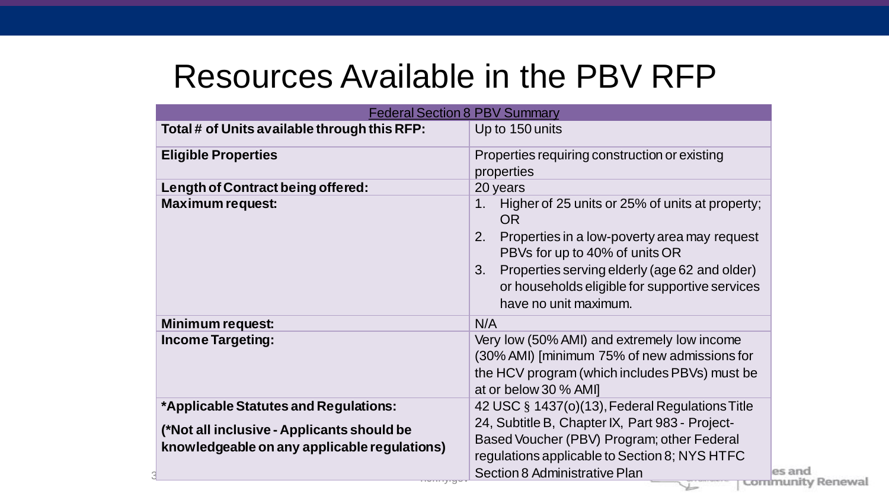# Resources Available in the PBV RFP

| Federal Section 8 PBV Summary | |
|---|---|
| **Total # of Units available through this RFP:** | Up to 150 units |
| **Eligible Properties** | Properties requiring construction or existing properties |
| **Length of Contract being offered:** | 20 years |
| **Maximum request:** | 1. Higher of 25 units or 25% of units at property; OR<br>2. Properties in a low-poverty area may request PBVs for up to 40% of units OR<br>3. Properties serving elderly (age 62 and older) or households eligible for supportive services have no unit maximum. |
| **Minimum request:** | N/A |
| **Income Targeting:** | Very low (50% AMI) and extremely low income (30% AMI) [minimum 75% of new admissions for the HCV program (which includes PBVs) must be at or below 30 % AMI] |
| **\*Applicable Statutes and Regulations:**<br><br>**(\*Not all inclusive - Applicants should be knowledgeable on any applicable regulations)** | 42 USC § 1437(o)(13), Federal Regulations Title 24, Subtitle B, Chapter IX, Part 983 - Project-Based Voucher (PBV) Program; other Federal regulations applicable to Section 8; NYS HTFC Section 8 Administrative Plan |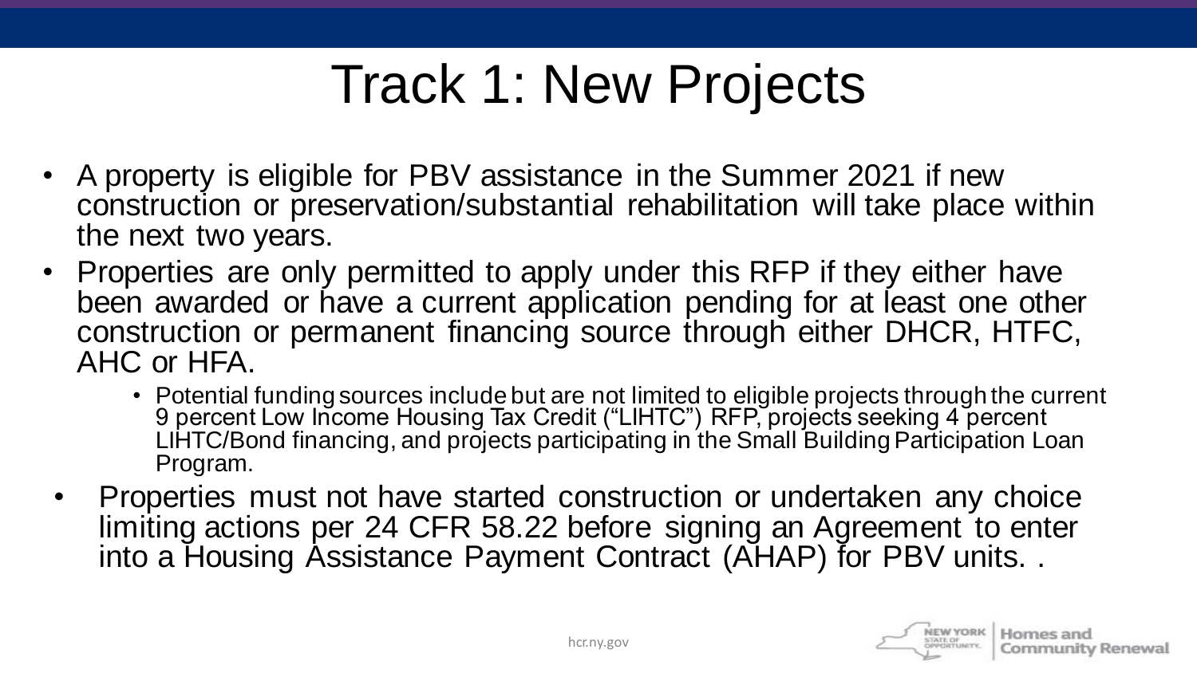# Track 1: New Projects

- A property is eligible for PBV assistance in the Summer 2021 if new construction or preservation/substantial rehabilitation will take place within the next two years.
- Properties are only permitted to apply under this RFP if they either have been awarded or have a current application pending for at least one other construction or permanent financing source through either DHCR, HTFC, AHC or HFA.
  - Potential funding sources include but are not limited to eligible projects through the current 9 percent Low Income Housing Tax Credit ("LIHTC") RFP, projects seeking 4 percent LIHTC/Bond financing, and projects participating in the Small Building Participation Loan Program.
- Properties must not have started construction or undertaken any choice limiting actions per 24 CFR 58.22 before signing an Agreement to enter into a Housing Assistance Payment Contract (AHAP) for PBV units. .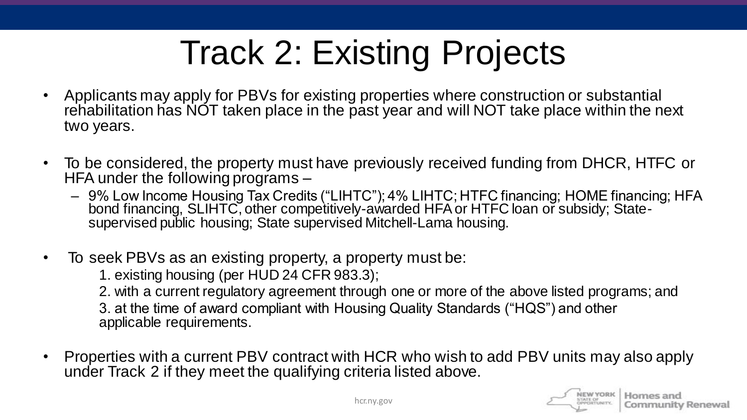# Track 2: Existing Projects

- Applicants may apply for PBVs for existing properties where construction or substantial rehabilitation has NOT taken place in the past year and will NOT take place within the next two years.
- To be considered, the property must have previously received funding from DHCR, HTFC or HFA under the following programs –
  - 9% Low Income Housing Tax Credits ("LIHTC"); 4% LIHTC; HTFC financing; HOME financing; HFA bond financing, SLIHTC, other competitively-awarded HFA or HTFC loan or subsidy; State-supervised public housing; State supervised Mitchell-Lama housing.
- To seek PBVs as an existing property, a property must be:

  1. existing housing (per HUD 24 CFR 983.3);
  2. with a current regulatory agreement through one or more of the above listed programs; and
  3. at the time of award compliant with Housing Quality Standards ("HQS") and other applicable requirements.
- Properties with a current PBV contract with HCR who wish to add PBV units may also apply under Track 2 if they meet the qualifying criteria listed above.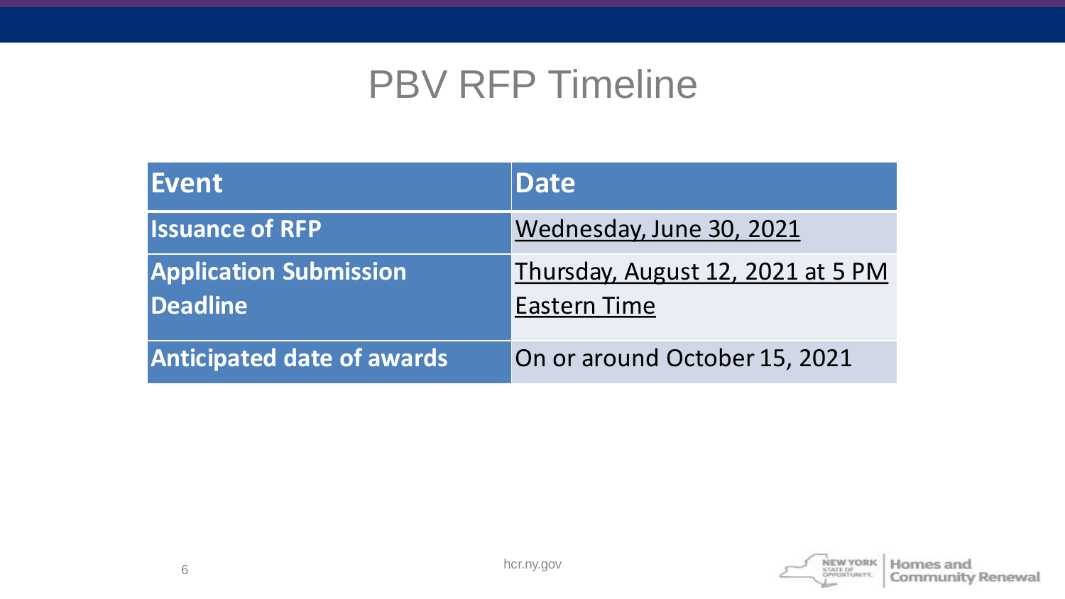# PBV RFP Timeline

| Event | Date |
|---|---|
| Issuance of RFP | Wednesday, June 30, 2021 |
| Application Submission Deadline | Thursday, August 12, 2021 at 5 PM Eastern Time |
| Anticipated date of awards | On or around October 15, 2021 |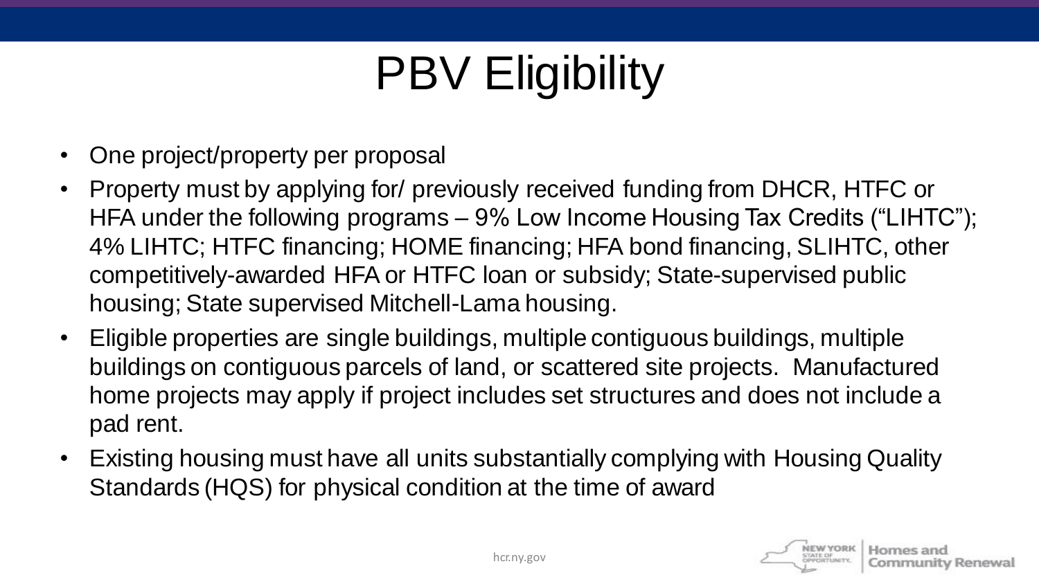# PBV Eligibility

- One project/property per proposal
- Property must by applying for/ previously received funding from DHCR, HTFC or HFA under the following programs – 9% Low Income Housing Tax Credits ("LIHTC"); 4% LIHTC; HTFC financing; HOME financing; HFA bond financing, SLIHTC, other competitively-awarded HFA or HTFC loan or subsidy; State-supervised public housing; State supervised Mitchell-Lama housing.
- Eligible properties are single buildings, multiple contiguous buildings, multiple buildings on contiguous parcels of land, or scattered site projects. Manufactured home projects may apply if project includes set structures and does not include a pad rent.
- Existing housing must have all units substantially complying with Housing Quality Standards (HQS) for physical condition at the time of award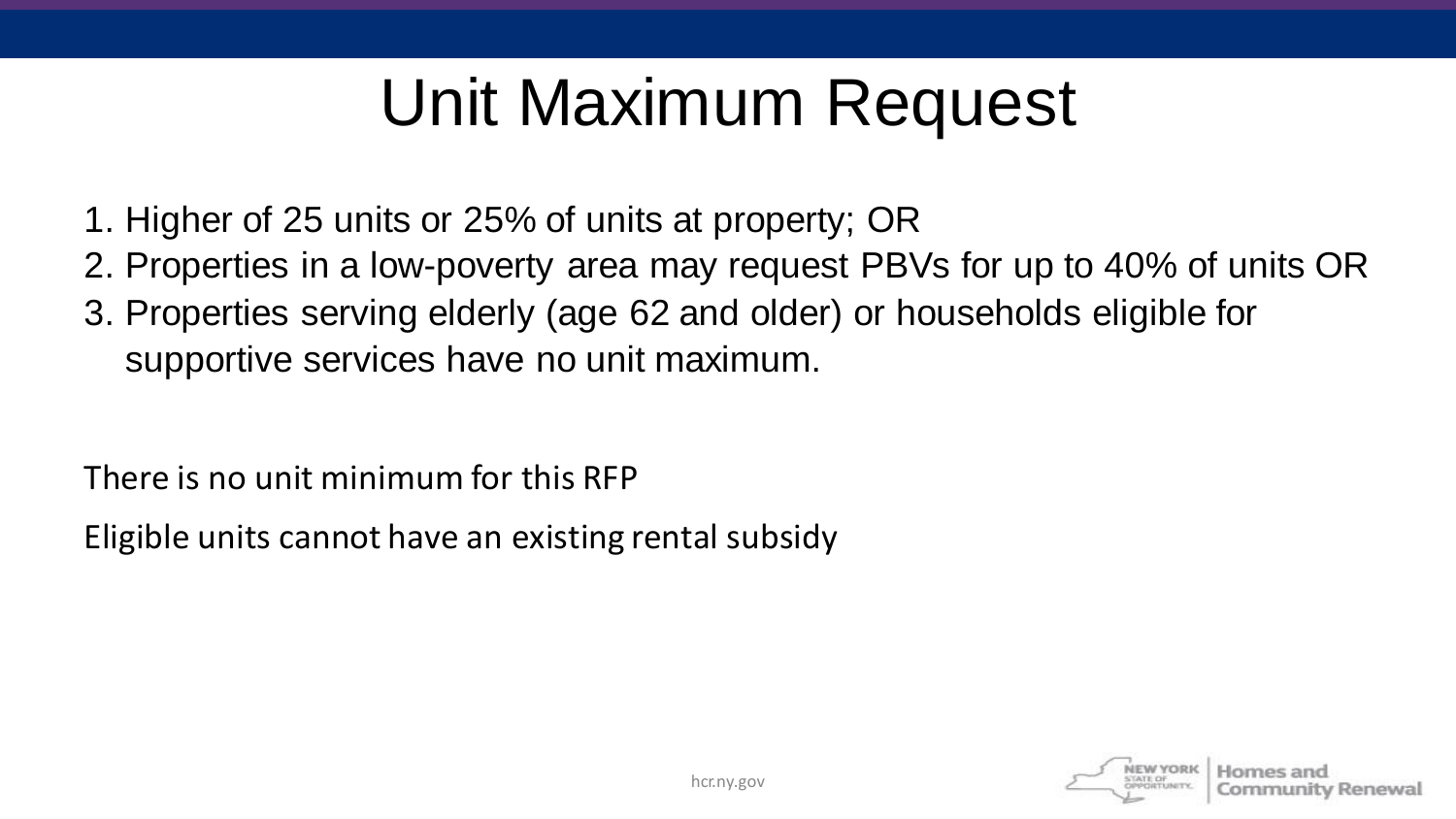# Unit Maximum Request

1. Higher of 25 units or 25% of units at property; OR
2. Properties in a low-poverty area may request PBVs for up to 40% of units OR
3. Properties serving elderly (age 62 and older) or households eligible for supportive services have no unit maximum.

There is no unit minimum for this RFP

Eligible units cannot have an existing rental subsidy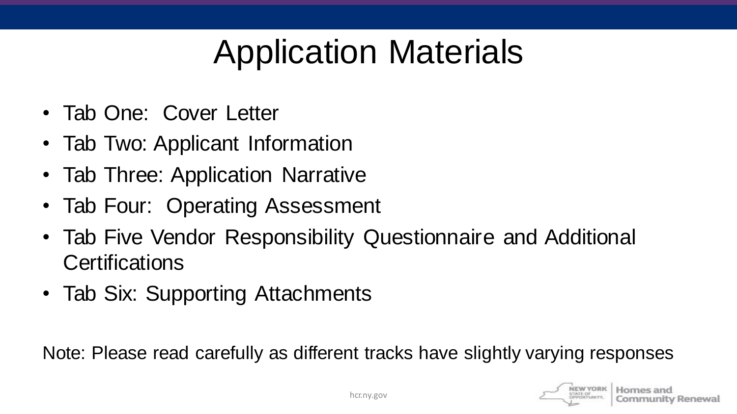# Application Materials

- Tab One: Cover Letter
- Tab Two: Applicant Information
- Tab Three: Application Narrative
- Tab Four: Operating Assessment
- Tab Five Vendor Responsibility Questionnaire and Additional Certifications
- Tab Six: Supporting Attachments

Note: Please read carefully as different tracks have slightly varying responses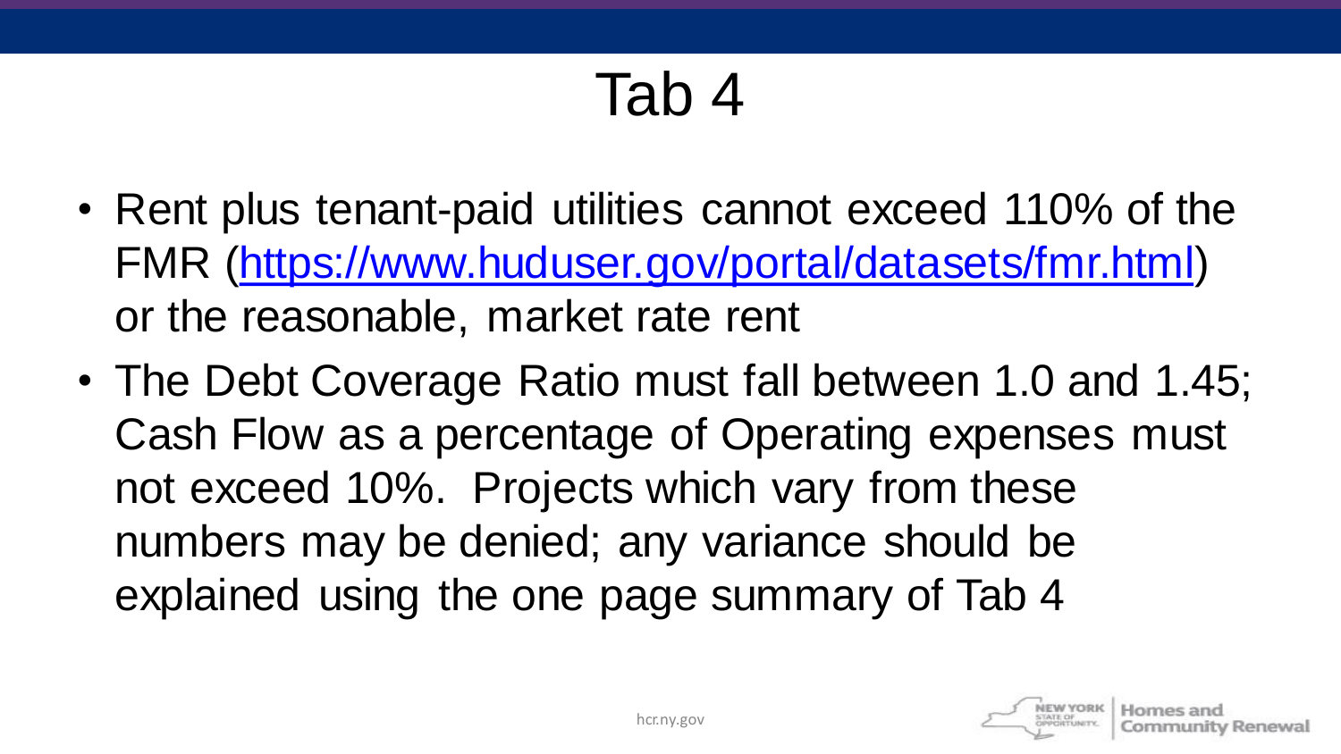# Tab 4

- Rent plus tenant-paid utilities cannot exceed 110% of the FMR ([https://www.huduser.gov/portal/datasets/fmr.html](https://www.huduser.gov/portal/datasets/fmr.html)) or the reasonable, market rate rent
- The Debt Coverage Ratio must fall between 1.0 and 1.45; Cash Flow as a percentage of Operating expenses must not exceed 10%. Projects which vary from these numbers may be denied; any variance should be explained using the one page summary of Tab 4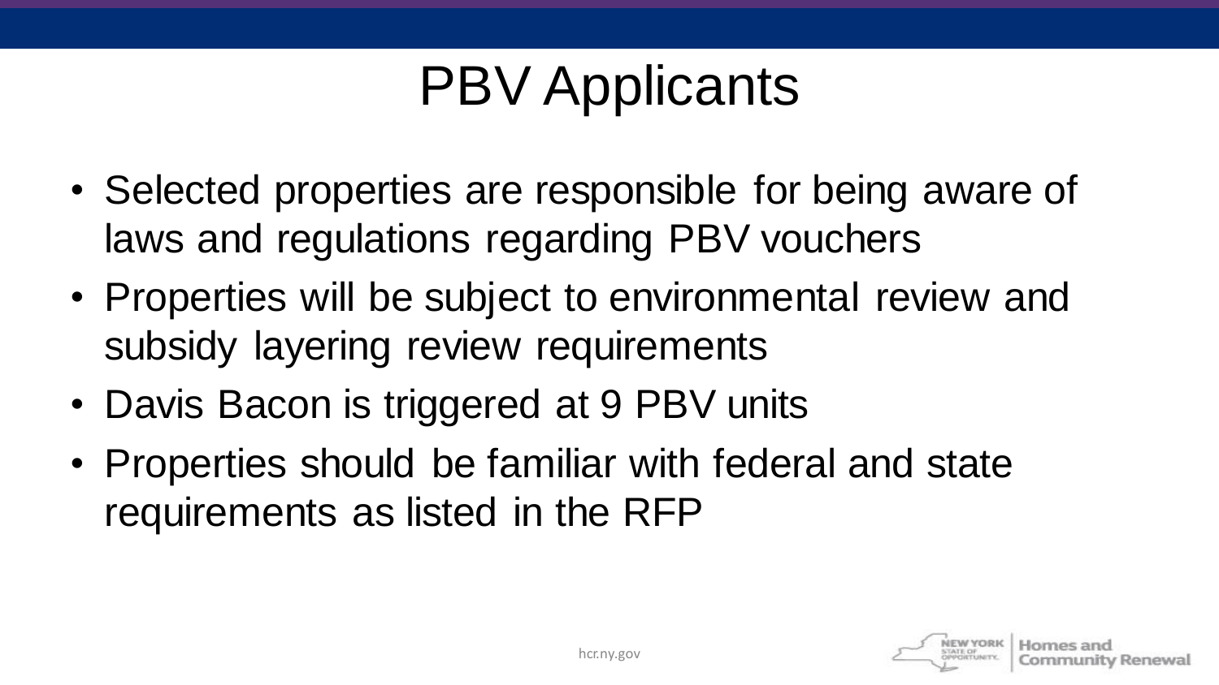# PBV Applicants

- Selected properties are responsible for being aware of laws and regulations regarding PBV vouchers
- Properties will be subject to environmental review and subsidy layering review requirements
- Davis Bacon is triggered at 9 PBV units
- Properties should be familiar with federal and state requirements as listed in the RFP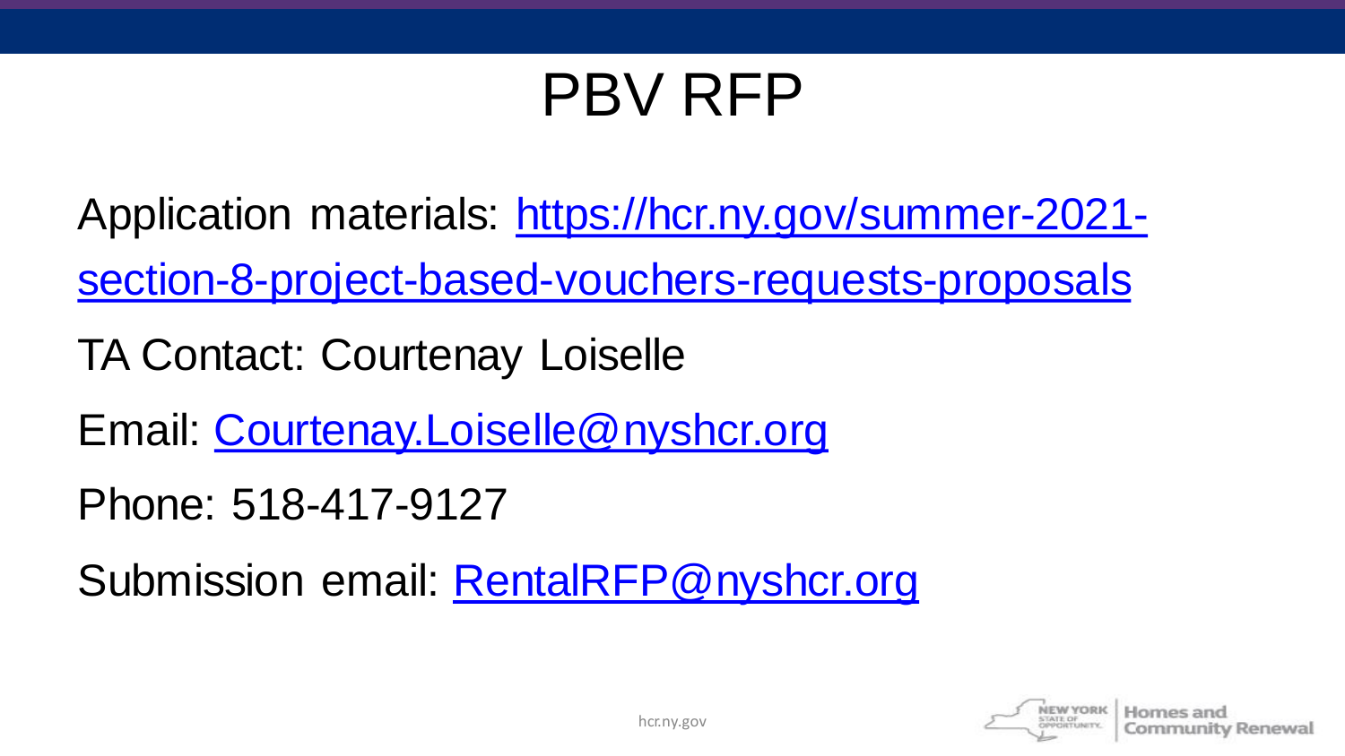# PBV RFP

Application materials: https://hcr.ny.gov/summer-2021-section-8-project-based-vouchers-requests-proposals

TA Contact: Courtenay Loiselle

Email: Courtenay.Loiselle@nyshcr.org

Phone: 518-417-9127

Submission email: RentalRFP@nyshcr.org